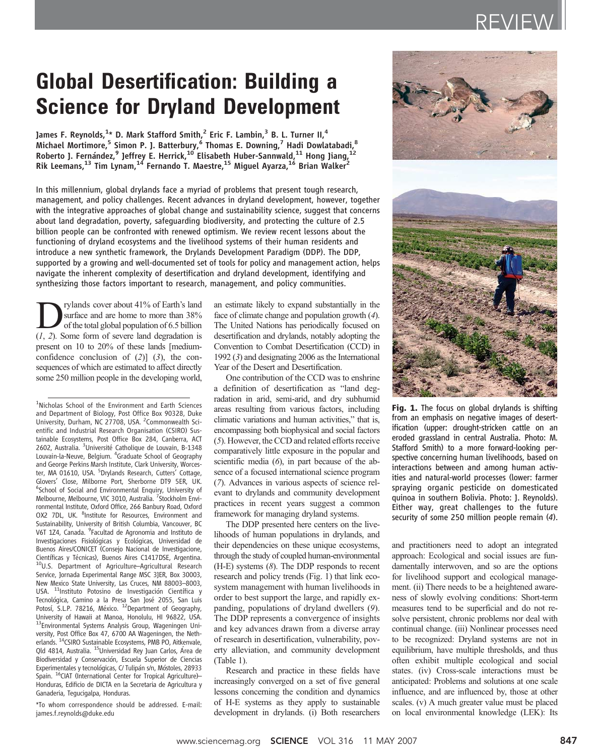REVIEW

# Global Desertification: Building a Science for Dryland Development

James F. Reynolds,[1]* D. Mark Stafford Smith,[2] Eric F. Lambin,[3] B. L. Turner II,[4] Michael Mortimore,[5] Simon P. J. Batterbury,[6] Thomas E. Downing,[7] Hadi Dowlatabadi,[8] Roberto J. Fernández,[9] Jeffrey E. Herrick,[10] Elisabeth Huber-Sannwald,[11] Hong Jiang,[12] Rik Leemans,[13] Tim Lynam,[14] Fernando T. Maestre,[15] Miguel Ayarza,[16] Brian Walker[2]

In this millennium, global drylands face a myriad of problems that present tough research, management, and policy challenges. Recent advances in dryland development, however, together with the integrative approaches of global change and sustainability science, suggest that concerns about land degradation, poverty, safeguarding biodiversity, and protecting the culture of 2.5 billion people can be confronted with renewed optimism. We review recent lessons about the functioning of dryland ecosystems and the livelihood systems of their human residents and introduce a new synthetic framework, the Drylands Development Paradigm (DDP). The DDP, supported by a growing and well-documented set of tools for policy and management action, helps navigate the inherent complexity of desertification and dryland development, identifying and synthesizing those factors important to research, management, and policy communities.

Drylands cover about 41% of Earth's land surface and are home to more than 38% of the total global population of 6.5 billion (*1*, *2*). Some form of severe land degradation is present on 10 to 20% of these lands [medium-confidence conclusion of (*2*)] (*3*), the consequences of which are estimated to affect directly some 250 million people in the developing world, an estimate likely to expand substantially in the face of climate change and population growth (*4*). The United Nations has periodically focused on desertification and drylands, notably adopting the Convention to Combat Desertification (CCD) in 1992 (*3*) and designating 2006 as the International Year of the Desert and Desertification.

One contribution of the CCD was to enshrine a definition of desertification as "land degradation in arid, semi-arid, and dry subhumid areas resulting from various factors, including climatic variations and human activities," that is, encompassing both biophysical and social factors (*5*). However, the CCD and related efforts receive comparatively little exposure in the popular and scientific media (*6*), in part because of the absence of a focused international science program (*7*). Advances in various aspects of science relevant to drylands and community development practices in recent years suggest a common framework for managing dryland systems.

The DDP presented here centers on the livelihoods of human populations in drylands, and their dependencies on these unique ecosystems, through the study of coupled human-environmental (H-E) systems (*8*). The DDP responds to recent research and policy trends (Fig. 1) that link ecosystem management with human livelihoods in order to best support the large, and rapidly expanding, populations of dryland dwellers (*9*). The DDP represents a convergence of insights and key advances drawn from a diverse array of research in desertification, vulnerability, poverty alleviation, and community development (Table 1).

Research and practice in these fields have increasingly converged on a set of five general lessons concerning the condition and dynamics of H-E systems as they apply to sustainable development in drylands. (i) Both researchers and practitioners need to adopt an integrated approach: Ecological and social issues are fundamentally interwoven, and so are the options for livelihood support and ecological management. (ii) There needs to be a heightened awareness of slowly evolving conditions: Short-term measures tend to be superficial and do not resolve persistent, chronic problems nor deal with continual change. (iii) Nonlinear processes need to be recognized: Dryland systems are not in equilibrium, have multiple thresholds, and thus often exhibit multiple ecological and social states. (iv) Cross-scale interactions must be anticipated: Problems and solutions at one scale influence, and are influenced by, those at other scales. (v) A much greater value must be placed on local environmental knowledge (LEK): Its

**Fig. 1.** The focus on global drylands is shifting from an emphasis on negative images of desertification (upper: drought-stricken cattle on an eroded grassland in central Australia. Photo: M. Stafford Smith) to a more forward-looking perspective concerning human livelihoods, based on interactions between and among human activities and natural-world processes (lower: farmer spraying organic pesticide on domesticated quinoa in southern Bolivia. Photo: J. Reynolds). Either way, great challenges to the future security of some 250 million people remain (*4*).

[1]Nicholas School of the Environment and Earth Sciences and Department of Biology, Post Office Box 90328, Duke University, Durham, NC 27708, USA. [2]Commonwealth Scientific and Industrial Research Organisation (CSIRO) Sustainable Ecosystems, Post Office Box 284, Canberra, ACT 2602, Australia. [3]Université Catholique de Louvain, B-1348 Louvain-la-Neuve, Belgium. [4]Graduate School of Geography and George Perkins Marsh Institute, Clark University, Worcester, MA 01610, USA. [5]Drylands Research, Cutters' Cottage, Glovers' Close, Milborne Port, Sherborne DT9 5ER, UK. [6]School of Social and Environmental Enquiry, University of Melbourne, Melbourne, VIC 3010, Australia. [7]Stockholm Environmental Institute, Oxford Office, 266 Banbury Road, Oxford OX2 7DL, UK. [8]Institute for Resources, Environment and Sustainability, University of British Columbia, Vancouver, BC V6T 1Z4, Canada. [9]Facultad de Agronomia and Instituto de Investigaciones Fisiológicas y Ecológicas, Universidad de Buenos Aires/CONICET (Consejo Nacional de Investigacione, Científicas y Técnicas), Buenos Aires C1417DSE, Argentina. [10]U.S. Department of Agriculture–Agricultural Research Service, Jornada Experimental Range MSC 3JER, Box 30003, New Mexico State University, Las Cruces, NM 88003–8003, USA. [11]Instituto Potosino de Investigación Científica y Tecnológica, Camino a la Presa San José 2055, San Luis Potosí, S.L.P. 78216, México. [12]Department of Geography, University of Hawaii at Manoa, Honolulu, HI 96822, USA. [13]Environmental Systems Analysis Group, Wageningen University, Post Office Box 47, 6700 AA Wageningen, the Netherlands. [14]CSIRO Sustainable Ecosystems, PMB PO, Aitkenvale, Qld 4814, Australia. [15]Universidad Rey Juan Carlos, Área de Biodiversidad y Conservación, Escuela Superior de Ciencias Experimentales y tecnológicas, C/ Tulipán s/n, Móstoles, 28933 Spain. [16]CIAT (International Center for Tropical Agriculture)–Honduras, Edificio de DICTA en la Secretaria de Agricultura y Ganaderia, Tegucigalpa, Honduras.

*To whom correspondence should be addressed. E-mail: james.f.reynolds@duke.edu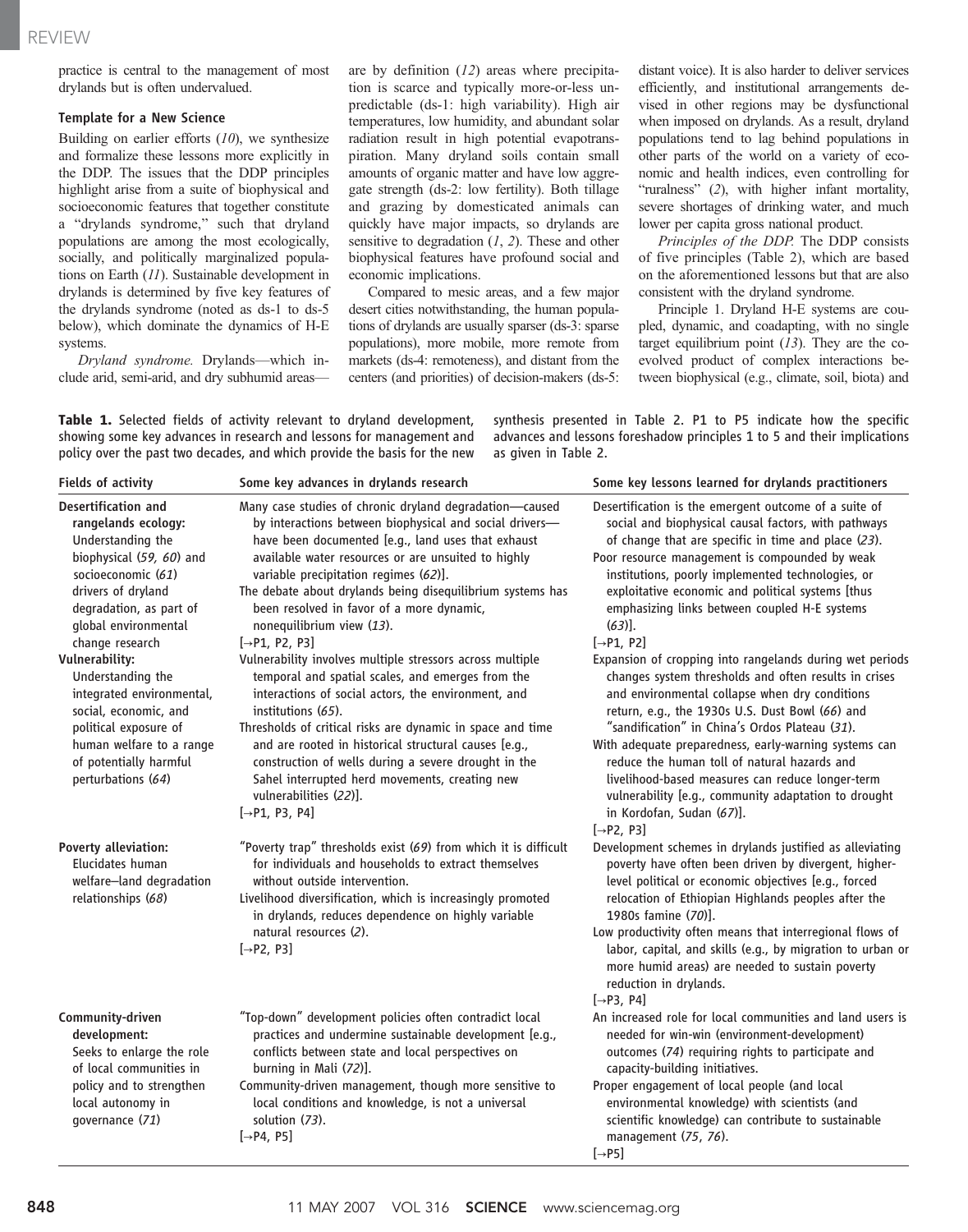practice is central to the management of most drylands but is often undervalued.

### Template for a New Science

Building on earlier efforts (*10*), we synthesize and formalize these lessons more explicitly in the DDP. The issues that the DDP principles highlight arise from a suite of biophysical and socioeconomic features that together constitute a "drylands syndrome," such that dryland populations are among the most ecologically, socially, and politically marginalized populations on Earth (*11*). Sustainable development in drylands is determined by five key features of the drylands syndrome (noted as ds-1 to ds-5 below), which dominate the dynamics of H-E systems.

*Dryland syndrome.* Drylands—which include arid, semi-arid, and dry subhumid areas—are by definition (*12*) areas where precipitation is scarce and typically more-or-less unpredictable (ds-1: high variability). High air temperatures, low humidity, and abundant solar radiation result in high potential evapotranspiration. Many dryland soils contain small amounts of organic matter and have low aggregate strength (ds-2: low fertility). Both tillage and grazing by domesticated animals can quickly have major impacts, so drylands are sensitive to degradation (*1*, *2*). These and other biophysical features have profound social and economic implications.

Compared to mesic areas, and a few major desert cities notwithstanding, the human populations of drylands are usually sparser (ds-3: sparse populations), more mobile, more remote from markets (ds-4: remoteness), and distant from the centers (and priorities) of decision-makers (ds-5: distant voice). It is also harder to deliver services efficiently, and institutional arrangements devised in other regions may be dysfunctional when imposed on drylands. As a result, dryland populations tend to lag behind populations in other parts of the world on a variety of economic and health indices, even controlling for "ruralness" (*2*), with higher infant mortality, severe shortages of drinking water, and much lower per capita gross national product.

*Principles of the DDP.* The DDP consists of five principles (Table 2), which are based on the aforementioned lessons but that are also consistent with the dryland syndrome.

Principle 1. Dryland H-E systems are coupled, dynamic, and coadapting, with no single target equilibrium point (*13*). They are the coevolved product of complex interactions between biophysical (e.g., climate, soil, biota) and

**Table 1.** Selected fields of activity relevant to dryland development, showing some key advances in research and lessons for management and policy over the past two decades, and which provide the basis for the new synthesis presented in Table 2. P1 to P5 indicate how the specific advances and lessons foreshadow principles 1 to 5 and their implications as given in Table 2.

| Fields of activity | Some key advances in drylands research | Some key lessons learned for drylands practitioners |
|---|---|---|
| **Desertification and rangelands ecology:** Understanding the biophysical (*59, 60*) and socioeconomic (*61*) drivers of dryland degradation, as part of global environmental change research | Many case studies of chronic dryland degradation—caused by interactions between biophysical and social drivers—have been documented [e.g., land uses that exhaust available water resources or are unsuited to highly variable precipitation regimes (*62*)].<br>The debate about drylands being disequilibrium systems has been resolved in favor of a more dynamic, nonequilibrium view (*13*).<br>[→P1, P2, P3] | Desertification is the emergent outcome of a suite of social and biophysical causal factors, with pathways of change that are specific in time and place (*23*).<br>Poor resource management is compounded by weak institutions, poorly implemented technologies, or exploitative economic and political systems [thus emphasizing links between coupled H-E systems (*63*)].<br>[→P1, P2] |
| **Vulnerability:** Understanding the integrated environmental, social, economic, and political exposure of human welfare to a range of potentially harmful perturbations (*64*) | Vulnerability involves multiple stressors across multiple temporal and spatial scales, and emerges from the interactions of social actors, the environment, and institutions (*65*).<br>Thresholds of critical risks are dynamic in space and time and are rooted in historical structural causes [e.g., construction of wells during a severe drought in the Sahel interrupted herd movements, creating new vulnerabilities (*22*)].<br>[→P1, P3, P4] | Expansion of cropping into rangelands during wet periods changes system thresholds and often results in crises and environmental collapse when dry conditions return, e.g., the 1930s U.S. Dust Bowl (*66*) and "sandification" in China's Ordos Plateau (*31*).<br>With adequate preparedness, early-warning systems can reduce the human toll of natural hazards and livelihood-based measures can reduce longer-term vulnerability [e.g., community adaptation to drought in Kordofan, Sudan (*67*)].<br>[→P2, P3] |
| **Poverty alleviation:** Elucidates human welfare–land degradation relationships (*68*) | "Poverty trap" thresholds exist (*69*) from which it is difficult for individuals and households to extract themselves without outside intervention.<br>Livelihood diversification, which is increasingly promoted in drylands, reduces dependence on highly variable natural resources (*2*).<br>[→P2, P3] | Development schemes in drylands justified as alleviating poverty have often been driven by divergent, higher-level political or economic objectives [e.g., forced relocation of Ethiopian Highlands peoples after the 1980s famine (*70*)].<br>Low productivity often means that interregional flows of labor, capital, and skills (e.g., by migration to urban or more humid areas) are needed to sustain poverty reduction in drylands.<br>[→P3, P4] |
| **Community-driven development:** Seeks to enlarge the role of local communities in policy and to strengthen local autonomy in governance (*71*) | "Top-down" development policies often contradict local practices and undermine sustainable development [e.g., conflicts between state and local perspectives on burning in Mali (*72*)].<br>Community-driven management, though more sensitive to local conditions and knowledge, is not a universal solution (*73*).<br>[→P4, P5] | An increased role for local communities and land users is needed for win-win (environment-development) outcomes (*74*) requiring rights to participate and capacity-building initiatives.<br>Proper engagement of local people (and local environmental knowledge) with scientists (and scientific knowledge) can contribute to sustainable management (*75*, *76*).<br>[→P5] |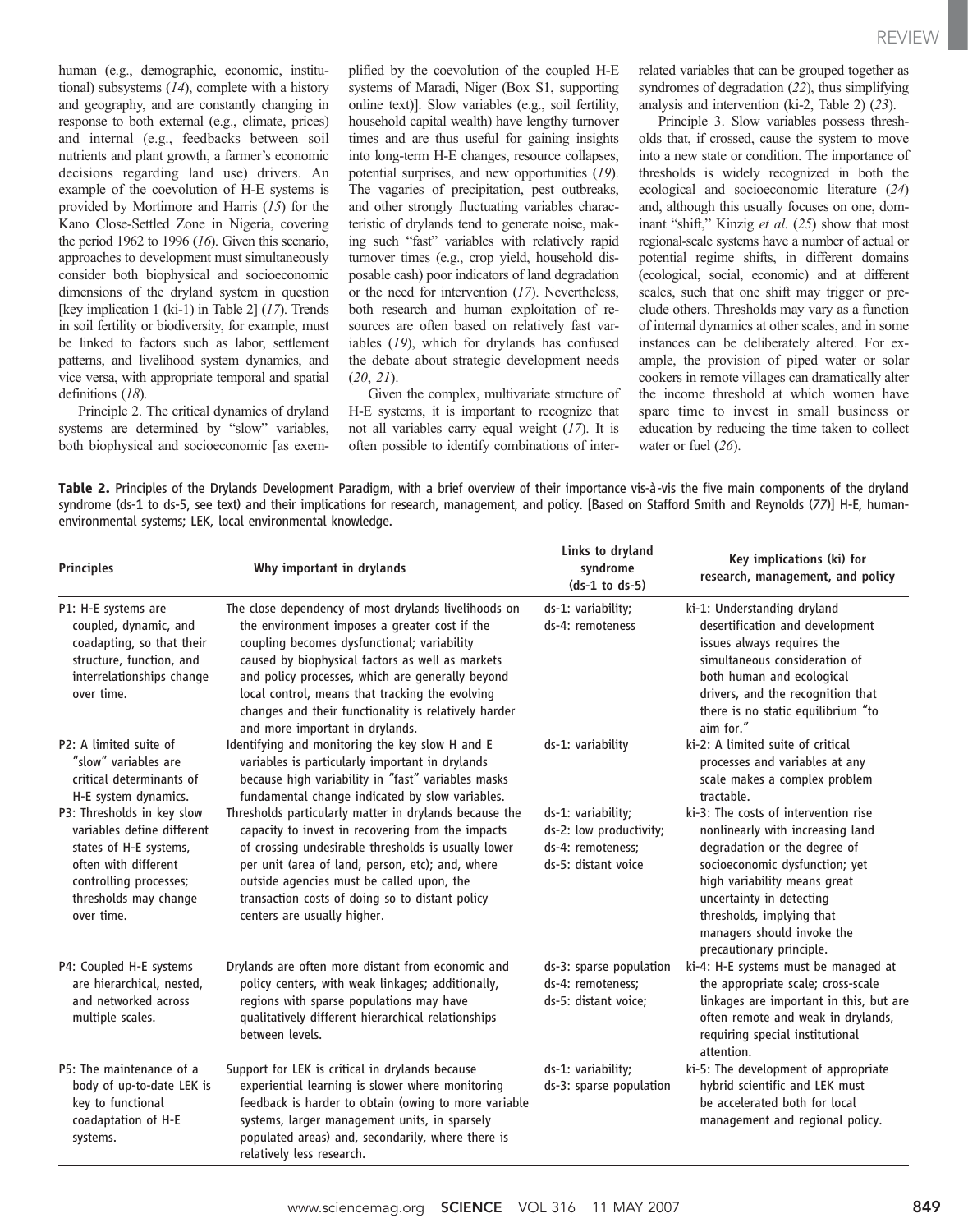human (e.g., demographic, economic, institutional) subsystems (*14*), complete with a history and geography, and are constantly changing in response to both external (e.g., climate, prices) and internal (e.g., feedbacks between soil nutrients and plant growth, a farmer's economic decisions regarding land use) drivers. An example of the coevolution of H-E systems is provided by Mortimore and Harris (*15*) for the Kano Close-Settled Zone in Nigeria, covering the period 1962 to 1996 (*16*). Given this scenario, approaches to development must simultaneously consider both biophysical and socioeconomic dimensions of the dryland system in question [key implication 1 (ki-1) in Table 2] (*17*). Trends in soil fertility or biodiversity, for example, must be linked to factors such as labor, settlement patterns, and livelihood system dynamics, and vice versa, with appropriate temporal and spatial definitions (*18*).

Principle 2. The critical dynamics of dryland systems are determined by "slow" variables, both biophysical and socioeconomic [as exemplified by the coevolution of the coupled H-E systems of Maradi, Niger (Box S1, supporting online text)]. Slow variables (e.g., soil fertility, household capital wealth) have lengthy turnover times and are thus useful for gaining insights into long-term H-E changes, resource collapses, potential surprises, and new opportunities (*19*). The vagaries of precipitation, pest outbreaks, and other strongly fluctuating variables characteristic of drylands tend to generate noise, making such "fast" variables with relatively rapid turnover times (e.g., crop yield, household disposable cash) poor indicators of land degradation or the need for intervention (*17*). Nevertheless, both research and human exploitation of resources are often based on relatively fast variables (*19*), which for drylands has confused the debate about strategic development needs (*20*, *21*).

Given the complex, multivariate structure of H-E systems, it is important to recognize that not all variables carry equal weight (*17*). It is often possible to identify combinations of interrelated variables that can be grouped together as syndromes of degradation (*22*), thus simplifying analysis and intervention (ki-2, Table 2) (*23*).

Principle 3. Slow variables possess thresholds that, if crossed, cause the system to move into a new state or condition. The importance of thresholds is widely recognized in both the ecological and socioeconomic literature (*24*) and, although this usually focuses on one, dominant "shift," Kinzig *et al.* (*25*) show that most regional-scale systems have a number of actual or potential regime shifts, in different domains (ecological, social, economic) and at different scales, such that one shift may trigger or preclude others. Thresholds may vary as a function of internal dynamics at other scales, and in some instances can be deliberately altered. For example, the provision of piped water or solar cookers in remote villages can dramatically alter the income threshold at which women have spare time to invest in small business or education by reducing the time taken to collect water or fuel (*26*).

**Table 2.** Principles of the Drylands Development Paradigm, with a brief overview of their importance vis-à-vis the five main components of the dryland syndrome (ds-1 to ds-5, see text) and their implications for research, management, and policy. [Based on Stafford Smith and Reynolds (*77*)] H-E, human-environmental systems; LEK, local environmental knowledge.

| Principles | Why important in drylands | Links to dryland syndrome (ds-1 to ds-5) | Key implications (ki) for research, management, and policy |
|---|---|---|---|
| P1: H-E systems are coupled, dynamic, and coadapting, so that their structure, function, and interrelationships change over time. | The close dependency of most drylands livelihoods on the environment imposes a greater cost if the coupling becomes dysfunctional; variability caused by biophysical factors as well as markets and policy processes, which are generally beyond local control, means that tracking the evolving changes and their functionality is relatively harder and more important in drylands. | ds-1: variability; ds-4: remoteness | ki-1: Understanding dryland desertification and development issues always requires the simultaneous consideration of both human and ecological drivers, and the recognition that there is no static equilibrium "to aim for." |
| P2: A limited suite of "slow" variables are critical determinants of H-E system dynamics. | Identifying and monitoring the key slow H and E variables is particularly important in drylands because high variability in "fast" variables masks fundamental change indicated by slow variables. | ds-1: variability | ki-2: A limited suite of critical processes and variables at any scale makes a complex problem tractable. |
| P3: Thresholds in key slow variables define different states of H-E systems, often with different controlling processes; thresholds may change over time. | Thresholds particularly matter in drylands because the capacity to invest in recovering from the impacts of crossing undesirable thresholds is usually lower per unit (area of land, person, etc) and, where outside agencies must be called upon, the transaction costs of doing so to distant policy centers are usually higher. | ds-1: variability; ds-2: low productivity; ds-4: remoteness; ds-5: distant voice | ki-3: The costs of intervention rise nonlinearly with increasing land degradation or the degree of socioeconomic dysfunction; yet high variability means great uncertainty in detecting thresholds, implying that managers should invoke the precautionary principle. |
| P4: Coupled H-E systems are hierarchical, nested, and networked across multiple scales. | Drylands are often more distant from economic and policy centers, with weak linkages; additionally, regions with sparse populations may have qualitatively different hierarchical relationships between levels. | ds-3: sparse population; ds-4: remoteness; ds-5: distant voice; | ki-4: H-E systems must be managed at the appropriate scale; cross-scale linkages are important in this, but are often remote and weak in drylands, requiring special institutional attention. |
| P5: The maintenance of a body of up-to-date LEK is key to functional coadaptation of H-E systems. | Support for LEK is critical in drylands because experiential learning is slower where monitoring feedback is harder to obtain (owing to more variable systems, larger management units, in sparsely populated areas) and, secondarily, where there is relatively less research. | ds-1: variability; ds-3: sparse population | ki-5: The development of appropriate hybrid scientific and LEK must be accelerated both for local management and regional policy. |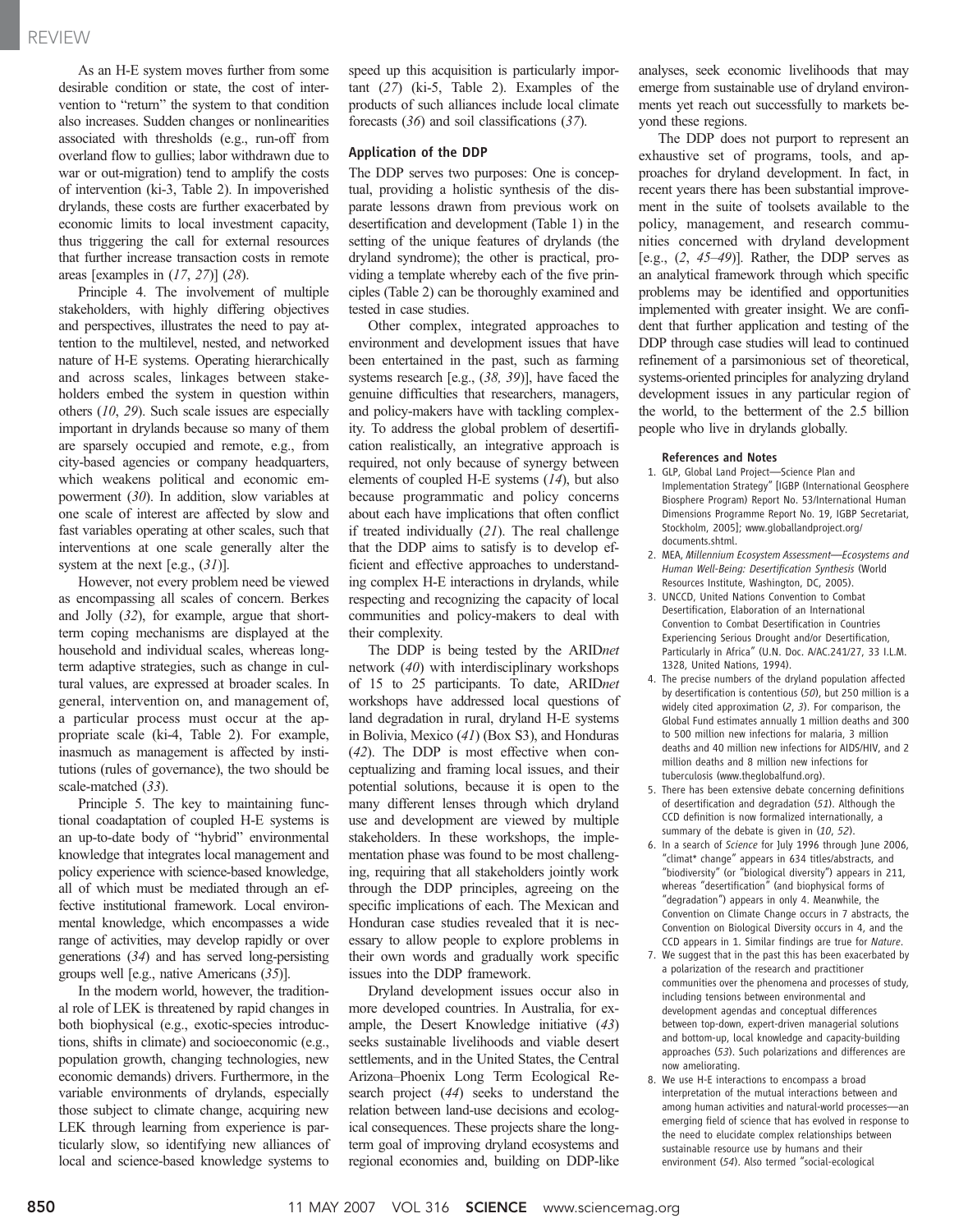As an H-E system moves further from some desirable condition or state, the cost of intervention to "return" the system to that condition also increases. Sudden changes or nonlinearities associated with thresholds (e.g., run-off from overland flow to gullies; labor withdrawn due to war or out-migration) tend to amplify the costs of intervention (ki-3, Table 2). In impoverished drylands, these costs are further exacerbated by economic limits to local investment capacity, thus triggering the call for external resources that further increase transaction costs in remote areas [examples in (*17*, *27*)] (*28*).

Principle 4. The involvement of multiple stakeholders, with highly differing objectives and perspectives, illustrates the need to pay attention to the multilevel, nested, and networked nature of H-E systems. Operating hierarchically and across scales, linkages between stakeholders embed the system in question within others (*10*, *29*). Such scale issues are especially important in drylands because so many of them are sparsely occupied and remote, e.g., from city-based agencies or company headquarters, which weakens political and economic empowerment (*30*). In addition, slow variables at one scale of interest are affected by slow and fast variables operating at other scales, such that interventions at one scale generally alter the system at the next [e.g., (*31*)].

However, not every problem need be viewed as encompassing all scales of concern. Berkes and Jolly (*32*), for example, argue that short-term coping mechanisms are displayed at the household and individual scales, whereas long-term adaptive strategies, such as change in cultural values, are expressed at broader scales. In general, intervention on, and management of, a particular process must occur at the appropriate scale (ki-4, Table 2). For example, inasmuch as management is affected by institutions (rules of governance), the two should be scale-matched (*33*).

Principle 5. The key to maintaining functional coadaptation of coupled H-E systems is an up-to-date body of "hybrid" environmental knowledge that integrates local management and policy experience with science-based knowledge, all of which must be mediated through an effective institutional framework. Local environmental knowledge, which encompasses a wide range of activities, may develop rapidly or over generations (*34*) and has served long-persisting groups well [e.g., native Americans (*35*)].

In the modern world, however, the traditional role of LEK is threatened by rapid changes in both biophysical (e.g., exotic-species introductions, shifts in climate) and socioeconomic (e.g., population growth, changing technologies, new economic demands) drivers. Furthermore, in the variable environments of drylands, especially those subject to climate change, acquiring new LEK through learning from experience is particularly slow, so identifying new alliances of local and science-based knowledge systems to speed up this acquisition is particularly important (*27*) (ki-5, Table 2). Examples of the products of such alliances include local climate forecasts (*36*) and soil classifications (*37*).

### Application of the DDP

The DDP serves two purposes: One is conceptual, providing a holistic synthesis of the disparate lessons drawn from previous work on desertification and development (Table 1) in the setting of the unique features of drylands (the dryland syndrome); the other is practical, providing a template whereby each of the five principles (Table 2) can be thoroughly examined and tested in case studies.

Other complex, integrated approaches to environment and development issues that have been entertained in the past, such as farming systems research [e.g., (*38, 39*)], have faced the genuine difficulties that researchers, managers, and policy-makers have with tackling complexity. To address the global problem of desertification realistically, an integrative approach is required, not only because of synergy between elements of coupled H-E systems (*14*), but also because programmatic and policy concerns about each have implications that often conflict if treated individually (*21*). The real challenge that the DDP aims to satisfy is to develop efficient and effective approaches to understanding complex H-E interactions in drylands, while respecting and recognizing the capacity of local communities and policy-makers to deal with their complexity.

The DDP is being tested by the ARID*net* network (*40*) with interdisciplinary workshops of 15 to 25 participants. To date, ARID*net* workshops have addressed local questions of land degradation in rural, dryland H-E systems in Bolivia, Mexico (*41*) (Box S3), and Honduras (*42*). The DDP is most effective when conceptualizing and framing local issues, and their potential solutions, because it is open to the many different lenses through which dryland use and development are viewed by multiple stakeholders. In these workshops, the implementation phase was found to be most challenging, requiring that all stakeholders jointly work through the DDP principles, agreeing on the specific implications of each. The Mexican and Honduran case studies revealed that it is necessary to allow people to explore problems in their own words and gradually work specific issues into the DDP framework.

Dryland development issues occur also in more developed countries. In Australia, for example, the Desert Knowledge initiative (*43*) seeks sustainable livelihoods and viable desert settlements, and in the United States, the Central Arizona–Phoenix Long Term Ecological Research project (*44*) seeks to understand the relation between land-use decisions and ecological consequences. These projects share the long-term goal of improving dryland ecosystems and regional economies and, building on DDP-like analyses, seek economic livelihoods that may emerge from sustainable use of dryland environments yet reach out successfully to markets beyond these regions.

The DDP does not purport to represent an exhaustive set of programs, tools, and approaches for dryland development. In fact, in recent years there has been substantial improvement in the suite of toolsets available to the policy, management, and research communities concerned with dryland development [e.g., (*2*, *45*–*49*)]. Rather, the DDP serves as an analytical framework through which specific problems may be identified and opportunities implemented with greater insight. We are confident that further application and testing of the DDP through case studies will lead to continued refinement of a parsimonious set of theoretical, systems-oriented principles for analyzing dryland development issues in any particular region of the world, to the betterment of the 2.5 billion people who live in drylands globally.

#### References and Notes

1. GLP, Global Land Project—Science Plan and Implementation Strategy" [IGBP (International Geosphere Biosphere Program) Report No. 53/International Human Dimensions Programme Report No. 19, IGBP Secretariat, Stockholm, 2005]; www.globallandproject.org/documents.shtml.
2. MEA, *Millennium Ecosystem Assessment—Ecosystems and Human Well-Being: Desertification Synthesis* (World Resources Institute, Washington, DC, 2005).
3. UNCCD, United Nations Convention to Combat Desertification, Elaboration of an International Convention to Combat Desertification in Countries Experiencing Serious Drought and/or Desertification, Particularly in Africa" (U.N. Doc. A/AC.241/27, 33 I.L.M. 1328, United Nations, 1994).
4. The precise numbers of the dryland population affected by desertification is contentious (*50*), but 250 million is a widely cited approximation (*2*, *3*). For comparison, the Global Fund estimates annually 1 million deaths and 300 to 500 million new infections for malaria, 3 million deaths and 40 million new infections for AIDS/HIV, and 2 million deaths and 8 million new infections for tuberculosis (www.theglobalfund.org).
5. There has been extensive debate concerning definitions of desertification and degradation (*51*). Although the CCD definition is now formalized internationally, a summary of the debate is given in (*10*, *52*).
6. In a search of *Science* for July 1996 through June 2006, "climat* change" appears in 634 titles/abstracts, and "biodiversity" (or "biological diversity") appears in 211, whereas "desertification" (and biophysical forms of "degradation") appears in only 4. Meanwhile, the Convention on Climate Change occurs in 7 abstracts, the Convention on Biological Diversity occurs in 4, and the CCD appears in 1. Similar findings are true for *Nature*.
7. We suggest that in the past this has been exacerbated by a polarization of the research and practitioner communities over the phenomena and processes of study, including tensions between environmental and development agendas and conceptual differences between top-down, expert-driven managerial solutions and bottom-up, local knowledge and capacity-building approaches (*53*). Such polarizations and differences are now ameliorating.
8. We use H-E interactions to encompass a broad interpretation of the mutual interactions between and among human activities and natural-world processes—an emerging field of science that has evolved in response to the need to elucidate complex relationships between sustainable resource use by humans and their environment (*54*). Also termed "social-ecological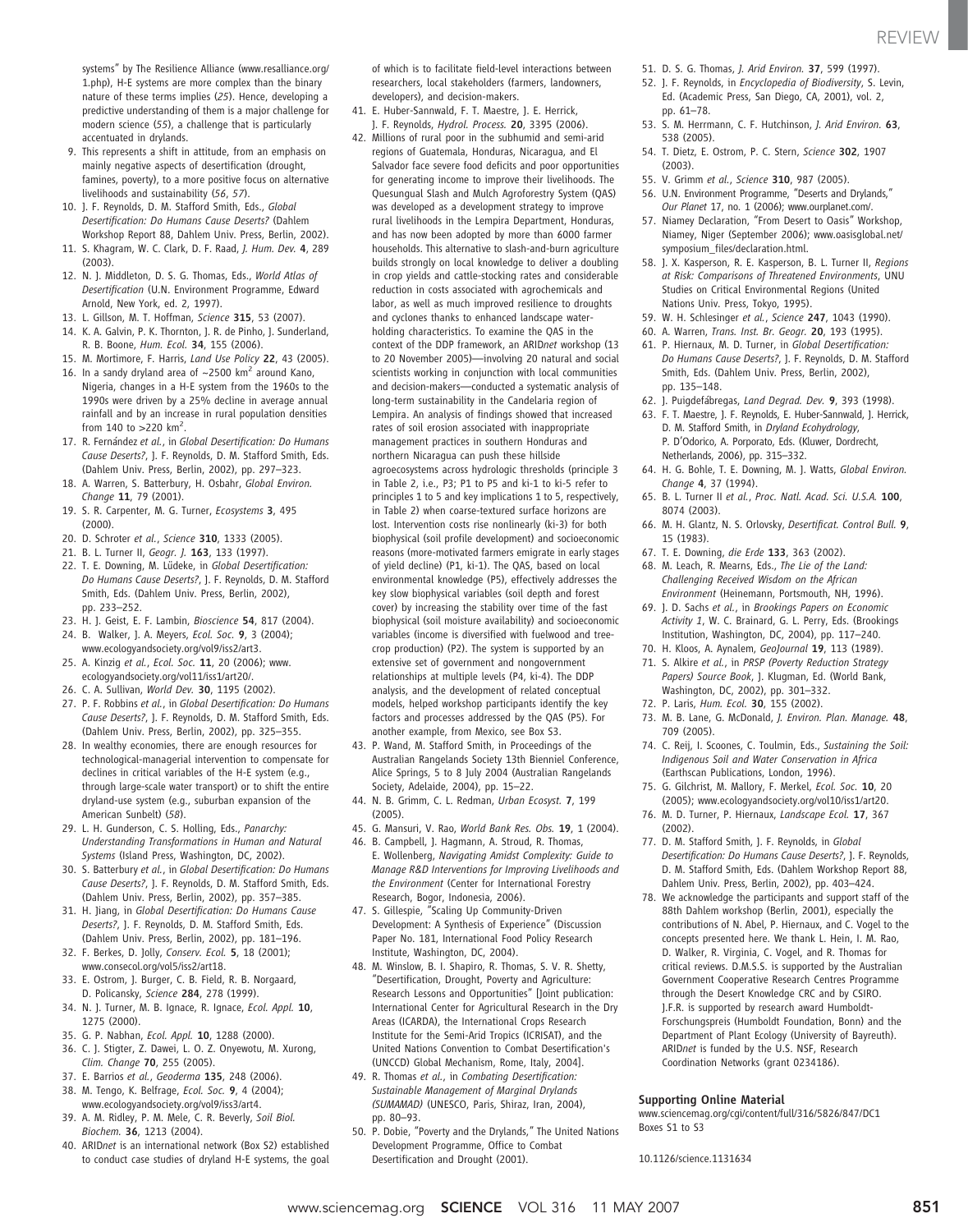systems" by The Resilience Alliance (www.resalliance.org/1.php), H-E systems are more complex than the binary nature of these terms implies (25). Hence, developing a predictive understanding of them is a major challenge for modern science (55), a challenge that is particularly accentuated in drylands.

9. This represents a shift in attitude, from an emphasis on mainly negative aspects of desertification (drought, famines, poverty), to a more positive focus on alternative livelihoods and sustainability (56, 57).
10. J. F. Reynolds, D. M. Stafford Smith, Eds., *Global Desertification: Do Humans Cause Deserts?* (Dahlem Workshop Report 88, Dahlem Univ. Press, Berlin, 2002).
11. S. Khagram, W. C. Clark, D. F. Raad, *J. Hum. Dev.* **4**, 289 (2003).
12. N. J. Middleton, D. S. G. Thomas, Eds., *World Atlas of Desertification* (U.N. Environment Programme, Edward Arnold, New York, ed. 2, 1997).
13. L. Gillson, M. T. Hoffman, *Science* **315**, 53 (2007).
14. K. A. Galvin, P. K. Thornton, J. R. de Pinho, J. Sunderland, R. B. Boone, *Hum. Ecol.* **34**, 155 (2006).
15. M. Mortimore, F. Harris, *Land Use Policy* **22**, 43 (2005).
16. In a sandy dryland area of ~2500 km$^2$ around Kano, Nigeria, changes in a H-E system from the 1960s to the 1990s were driven by a 25% decline in average annual rainfall and by an increase in rural population densities from 140 to >220 km$^2$.
17. R. Fernández *et al.*, in *Global Desertification: Do Humans Cause Deserts?*, J. F. Reynolds, D. M. Stafford Smith, Eds. (Dahlem Univ. Press, Berlin, 2002), pp. 297–323.
18. A. Warren, S. Batterbury, H. Osbahr, *Global Environ. Change* **11**, 79 (2001).
19. S. R. Carpenter, M. G. Turner, *Ecosystems* **3**, 495 (2000).
20. D. Schroter *et al.*, *Science* **310**, 1333 (2005).
21. B. L. Turner II, *Geogr. J.* **163**, 133 (1997).
22. T. E. Downing, M. Lüdeke, in *Global Desertification: Do Humans Cause Deserts?*, J. F. Reynolds, D. M. Stafford Smith, Eds. (Dahlem Univ. Press, Berlin, 2002), pp. 233–252.
23. H. J. Geist, E. F. Lambin, *Bioscience* **54**, 817 (2004).
24. B. Walker, J. A. Meyers, *Ecol. Soc.* **9**, 3 (2004); www.ecologyandsociety.org/vol9/iss2/art3.
25. A. Kinzig *et al.*, *Ecol. Soc.* **11**, 20 (2006); www.ecologyandsociety.org/vol11/iss1/art20/.
26. C. A. Sullivan, *World Dev.* **30**, 1195 (2002).
27. P. F. Robbins *et al.*, in *Global Desertification: Do Humans Cause Deserts?*, J. F. Reynolds, D. M. Stafford Smith, Eds. (Dahlem Univ. Press, Berlin, 2002), pp. 325–355.
28. In wealthy economies, there are enough resources for technological-managerial intervention to compensate for declines in critical variables of the H-E system (e.g., through large-scale water transport) or to shift the entire dryland-use system (e.g., suburban expansion of the American Sunbelt) (58).
29. L. H. Gunderson, C. S. Holling, Eds., *Panarchy: Understanding Transformations in Human and Natural Systems* (Island Press, Washington, DC, 2002).
30. S. Batterbury *et al.*, in *Global Desertification: Do Humans Cause Deserts?*, J. F. Reynolds, D. M. Stafford Smith, Eds. (Dahlem Univ. Press, Berlin, 2002), pp. 357–385.
31. H. Jiang, in *Global Desertification: Do Humans Cause Deserts?*, J. F. Reynolds, D. M. Stafford Smith, Eds. (Dahlem Univ. Press, Berlin, 2002), pp. 181–196.
32. F. Berkes, D. Jolly, *Conserv. Ecol.* **5**, 18 (2001); www.consecol.org/vol5/iss2/art18.
33. E. Ostrom, J. Burger, C. B. Field, R. B. Norgaard, D. Policansky, *Science* **284**, 278 (1999).
34. N. J. Turner, M. B. Ignace, R. Ignace, *Ecol. Appl.* **10**, 1275 (2000).
35. G. P. Nabhan, *Ecol. Appl.* **10**, 1288 (2000).
36. C. J. Stigter, Z. Dawei, L. O. Z. Onyewotu, M. Xurong, *Clim. Change* **70**, 255 (2005).
37. E. Barrios *et al.*, *Geoderma* **135**, 248 (2006).
38. M. Tengo, K. Belfrage, *Ecol. Soc.* **9**, 4 (2004); www.ecologyandsociety.org/vol9/iss3/art4.
39. A. M. Ridley, P. M. Mele, C. R. Beverly, *Soil Biol. Biochem.* **36**, 1213 (2004).
40. ARID*net* is an international network (Box S2) established to conduct case studies of dryland H-E systems, the goal of which is to facilitate field-level interactions between researchers, local stakeholders (farmers, landowners, developers), and decision-makers.
41. E. Huber-Sannwald, F. T. Maestre, J. E. Herrick, J. F. Reynolds, *Hydrol. Process.* **20**, 3395 (2006).
42. Millions of rural poor in the subhumid and semi-arid regions of Guatemala, Honduras, Nicaragua, and El Salvador face severe food deficits and poor opportunities for generating income to improve their livelihoods. The Quesungual Slash and Mulch Agroforestry System (QAS) was developed as a development strategy to improve rural livelihoods in the Lempira Department, Honduras, and has now been adopted by more than 6000 farmer households. This alternative to slash-and-burn agriculture builds strongly on local knowledge to deliver a doubling in crop yields and cattle-stocking rates and considerable reduction in costs associated with agrochemicals and labor, as well as much improved resilience to droughts and cyclones thanks to enhanced landscape water-holding characteristics. To examine the QAS in the context of the DDP framework, an ARID*net* workshop (13 to 20 November 2005)—involving 20 natural and social scientists working in conjunction with local communities and decision-makers—conducted a systematic analysis of long-term sustainability in the Candelaria region of Lempira. An analysis of findings showed that increased rates of soil erosion associated with inappropriate management practices in southern Honduras and northern Nicaragua can push these hillside agroecosystems across hydrologic thresholds (principle 3 in Table 2, i.e., P3; P1 to P5 and ki-1 to ki-5 refer to principles 1 to 5 and key implications 1 to 5, respectively, in Table 2) when coarse-textured surface horizons are lost. Intervention costs rise nonlinearly (ki-3) for both biophysical (soil profile development) and socioeconomic reasons (more-motivated farmers emigrate in early stages of yield decline) (P1, ki-1). The QAS, based on local environmental knowledge (P5), effectively addresses the key slow biophysical variables (soil depth and forest cover) by increasing the stability over time of the fast biophysical (soil moisture availability) and socioeconomic variables (income is diversified with fuelwood and tree-crop production) (P2). The system is supported by an extensive set of government and nongovernment relationships at multiple levels (P4, ki-4). The DDP analysis, and the development of related conceptual models, helped workshop participants identify the key factors and processes addressed by the QAS (P5). For another example, from Mexico, see Box S3.
43. P. Wand, M. Stafford Smith, in Proceedings of the Australian Rangelands Society 13th Bienniel Conference, Alice Springs, 5 to 8 July 2004 (Australian Rangelands Society, Adelaide, 2004), pp. 15–22.
44. N. B. Grimm, C. L. Redman, *Urban Ecosyst.* **7**, 199 (2005).
45. G. Mansuri, V. Rao, *World Bank Res. Obs.* **19**, 1 (2004).
46. B. Campbell, J. Hagmann, A. Stroud, R. Thomas, E. Wollenberg, *Navigating Amidst Complexity: Guide to Manage R&D Interventions for Improving Livelihoods and the Environment* (Center for International Forestry Research, Bogor, Indonesia, 2006).
47. S. Gillespie, "Scaling Up Community-Driven Development: A Synthesis of Experience" (Discussion Paper No. 181, International Food Policy Research Institute, Washington, DC, 2004).
48. M. Winslow, B. I. Shapiro, R. Thomas, S. V. R. Shetty, "Desertification, Drought, Poverty and Agriculture: Research Lessons and Opportunities" [Joint publication: International Center for Agricultural Research in the Dry Areas (ICARDA), the International Crops Research Institute for the Semi-Arid Tropics (ICRISAT), and the United Nations Convention to Combat Desertification's (UNCCD) Global Mechanism, Rome, Italy, 2004].
49. R. Thomas *et al.*, in *Combating Desertification: Sustainable Management of Marginal Drylands (SUMAMAD)* (UNESCO, Paris, Shiraz, Iran, 2004), pp. 80–93.
50. P. Dobie, "Poverty and the Drylands," The United Nations Development Programme, Office to Combat Desertification and Drought (2001).
51. D. S. G. Thomas, *J. Arid Environ.* **37**, 599 (1997).
52. J. F. Reynolds, in *Encyclopedia of Biodiversity*, S. Levin, Ed. (Academic Press, San Diego, CA, 2001), vol. 2, pp. 61–78.
53. S. M. Herrmann, C. F. Hutchinson, *J. Arid Environ.* **63**, 538 (2005).
54. T. Dietz, E. Ostrom, P. C. Stern, *Science* **302**, 1907 (2003).
55. V. Grimm *et al.*, *Science* **310**, 987 (2005).
56. U.N. Environment Programme, "Deserts and Drylands," *Our Planet* 17, no. 1 (2006); www.ourplanet.com/.
57. Niamey Declaration, "From Desert to Oasis" Workshop, Niamey, Niger (September 2006); www.oasisglobal.net/symposium_files/declaration.html.
58. J. X. Kasperson, R. E. Kasperson, B. L. Turner II, *Regions at Risk: Comparisons of Threatened Environments*, UNU Studies on Critical Environmental Regions (United Nations Univ. Press, Tokyo, 1995).
59. W. H. Schlesinger *et al.*, *Science* **247**, 1043 (1990).
60. A. Warren, *Trans. Inst. Br. Geogr.* **20**, 193 (1995).
61. P. Hiernaux, M. D. Turner, in *Global Desertification: Do Humans Cause Deserts?*, J. F. Reynolds, D. M. Stafford Smith, Eds. (Dahlem Univ. Press, Berlin, 2002), pp. 135–148.
62. J. Puigdefábregas, *Land Degrad. Dev.* **9**, 393 (1998).
63. F. T. Maestre, J. F. Reynolds, E. Huber-Sannwald, J. Herrick, D. M. Stafford Smith, in *Dryland Ecohydrology*, P. D'Odorico, A. Porporato, Eds. (Kluwer, Dordrecht, Netherlands, 2006), pp. 315–332.
64. H. G. Bohle, T. E. Downing, M. J. Watts, *Global Environ. Change* **4**, 37 (1994).
65. B. L. Turner II *et al.*, *Proc. Natl. Acad. Sci. U.S.A.* **100**, 8074 (2003).
66. M. H. Glantz, N. S. Orlovsky, *Desertificat. Control Bull.* **9**, 15 (1983).
67. T. E. Downing, *die Erde* **133**, 363 (2002).
68. M. Leach, R. Mearns, Eds., *The Lie of the Land: Challenging Received Wisdom on the African Environment* (Heinemann, Portsmouth, NH, 1996).
69. J. D. Sachs *et al.*, in *Brookings Papers on Economic Activity 1*, W. C. Brainard, G. L. Perry, Eds. (Brookings Institution, Washington, DC, 2004), pp. 117–240.
70. H. Kloos, A. Aynalem, *GeoJournal* **19**, 113 (1989).
71. S. Alkire *et al.*, in *PRSP (Poverty Reduction Strategy Papers) Source Book*, J. Klugman, Ed. (World Bank, Washington, DC, 2002), pp. 301–332.
72. P. Laris, *Hum. Ecol.* **30**, 155 (2002).
73. M. B. Lane, G. McDonald, *J. Environ. Plan. Manage.* **48**, 709 (2005).
74. C. Reij, I. Scoones, C. Toulmin, Eds., *Sustaining the Soil: Indigenous Soil and Water Conservation in Africa* (Earthscan Publications, London, 1996).
75. G. Gilchrist, M. Mallory, F. Merkel, *Ecol. Soc.* **10**, 20 (2005); www.ecologyandsociety.org/vol10/iss1/art20.
76. M. D. Turner, P. Hiernaux, *Landscape Ecol.* **17**, 367 (2002).
77. D. M. Stafford Smith, J. F. Reynolds, in *Global Desertification: Do Humans Cause Deserts?*, J. F. Reynolds, D. M. Stafford Smith, Eds. (Dahlem Workshop Report 88, Dahlem Univ. Press, Berlin, 2002), pp. 403–424.
78. We acknowledge the participants and support staff of the 88th Dahlem workshop (Berlin, 2001), especially the contributions of N. Abel, P. Hiernaux, and C. Vogel to the concepts presented here. We thank L. Hein, I. M. Rao, D. Walker, R. Virginia, C. Vogel, and R. Thomas for critical reviews. D.M.S.S. is supported by the Australian Government Cooperative Research Centres Programme through the Desert Knowledge CRC and by CSIRO. J.F.R. is supported by research award Humboldt-Forschungspreis (Humboldt Foundation, Bonn) and the Department of Plant Ecology (University of Bayreuth). ARID*net* is funded by the U.S. NSF, Research Coordination Networks (grant 0234186).

### Supporting Online Material

www.sciencemag.org/cgi/content/full/316/5826/847/DC1
Boxes S1 to S3

10.1126/science.1131634